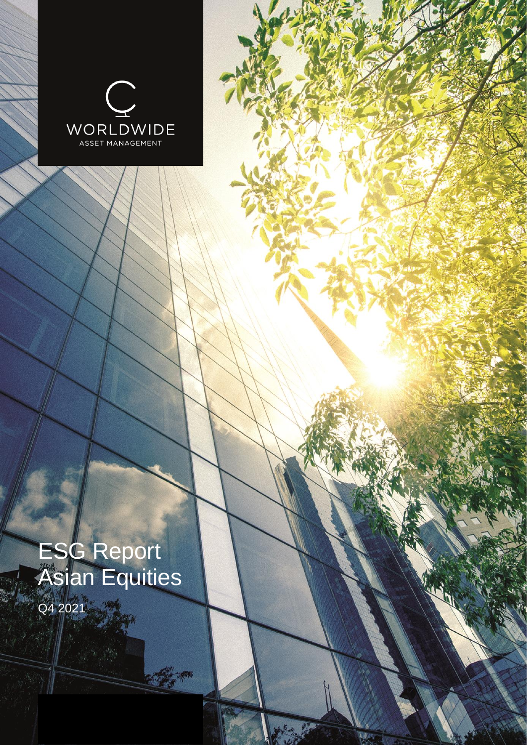WORLDWIDE

ASSET MANAGEMENT

# ESG Report Asian Equities

Q4 2021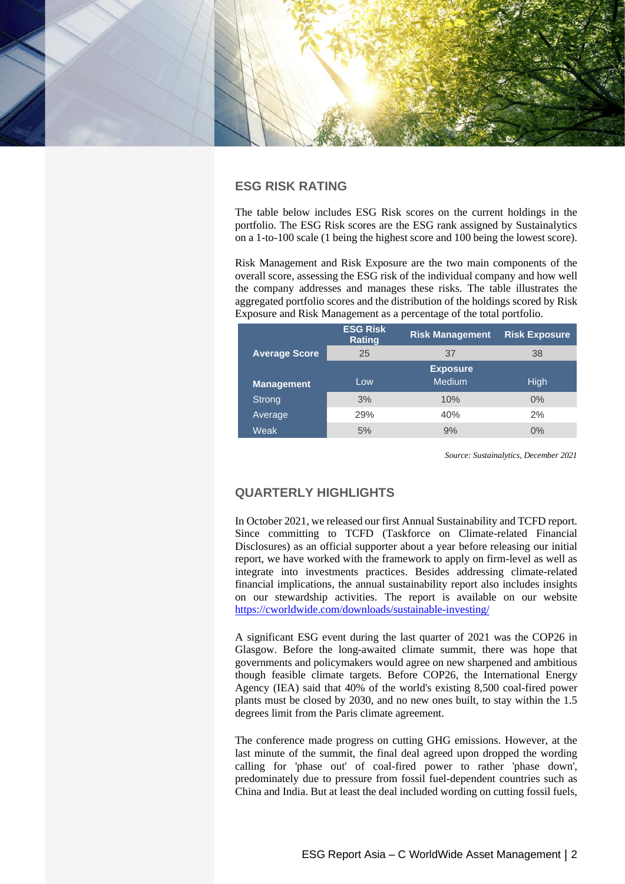## ESG RISK RATING

The table below includes ESG Risk scores on the current holdings in the portfolio. The ESG Risk scores are the ESG rank assigned by Sustainalytics on a 1-to-100 scale (1 being the highest score and 100 being the lowest score).

Risk Management and Risk Exposure are the two main components of the overall score, assessing the ESG risk of the individual company and how well the company addresses and manages these risks. The table illustrates the aggregated portfolio scores and the distribution of the holdings scored by Risk Exposure and Risk Management as a percentage of the total portfolio.

| | ESG Risk Rating | Risk Management | Risk Exposure |
|---|---|---|---|
| **Average Score** | 25 | 37 | 38 |
| | | **Exposure** | |
| **Management** | Low | Medium | High |
| Strong | 3% | 10% | 0% |
| Average | 29% | 40% | 2% |
| Weak | 5% | 9% | 0% |

*Source: Sustainalytics, December 2021*

## QUARTERLY HIGHLIGHTS

In October 2021, we released our first Annual Sustainability and TCFD report. Since committing to TCFD (Taskforce on Climate-related Financial Disclosures) as an official supporter about a year before releasing our initial report, we have worked with the framework to apply on firm-level as well as integrate into investments practices. Besides addressing climate-related financial implications, the annual sustainability report also includes insights on our stewardship activities. The report is available on our website https://cworldwide.com/downloads/sustainable-investing/

A significant ESG event during the last quarter of 2021 was the COP26 in Glasgow. Before the long-awaited climate summit, there was hope that governments and policymakers would agree on new sharpened and ambitious though feasible climate targets. Before COP26, the International Energy Agency (IEA) said that 40% of the world's existing 8,500 coal-fired power plants must be closed by 2030, and no new ones built, to stay within the 1.5 degrees limit from the Paris climate agreement.

The conference made progress on cutting GHG emissions. However, at the last minute of the summit, the final deal agreed upon dropped the wording calling for 'phase out' of coal-fired power to rather 'phase down', predominately due to pressure from fossil fuel-dependent countries such as China and India. But at least the deal included wording on cutting fossil fuels,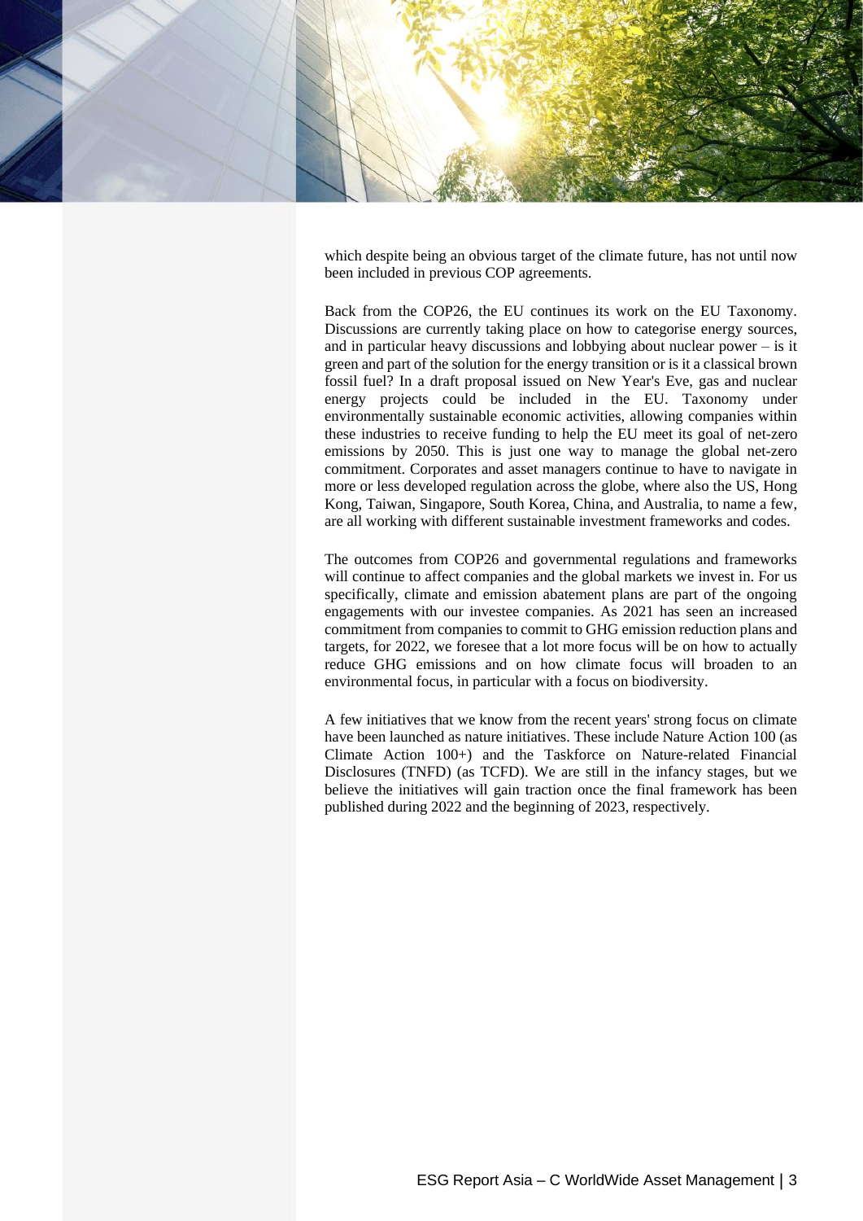which despite being an obvious target of the climate future, has not until now been included in previous COP agreements.

Back from the COP26, the EU continues its work on the EU Taxonomy. Discussions are currently taking place on how to categorise energy sources, and in particular heavy discussions and lobbying about nuclear power – is it green and part of the solution for the energy transition or is it a classical brown fossil fuel? In a draft proposal issued on New Year's Eve, gas and nuclear energy projects could be included in the EU. Taxonomy under environmentally sustainable economic activities, allowing companies within these industries to receive funding to help the EU meet its goal of net-zero emissions by 2050. This is just one way to manage the global net-zero commitment. Corporates and asset managers continue to have to navigate in more or less developed regulation across the globe, where also the US, Hong Kong, Taiwan, Singapore, South Korea, China, and Australia, to name a few, are all working with different sustainable investment frameworks and codes.

The outcomes from COP26 and governmental regulations and frameworks will continue to affect companies and the global markets we invest in. For us specifically, climate and emission abatement plans are part of the ongoing engagements with our investee companies. As 2021 has seen an increased commitment from companies to commit to GHG emission reduction plans and targets, for 2022, we foresee that a lot more focus will be on how to actually reduce GHG emissions and on how climate focus will broaden to an environmental focus, in particular with a focus on biodiversity.

A few initiatives that we know from the recent years' strong focus on climate have been launched as nature initiatives. These include Nature Action 100 (as Climate Action 100+) and the Taskforce on Nature-related Financial Disclosures (TNFD) (as TCFD). We are still in the infancy stages, but we believe the initiatives will gain traction once the final framework has been published during 2022 and the beginning of 2023, respectively.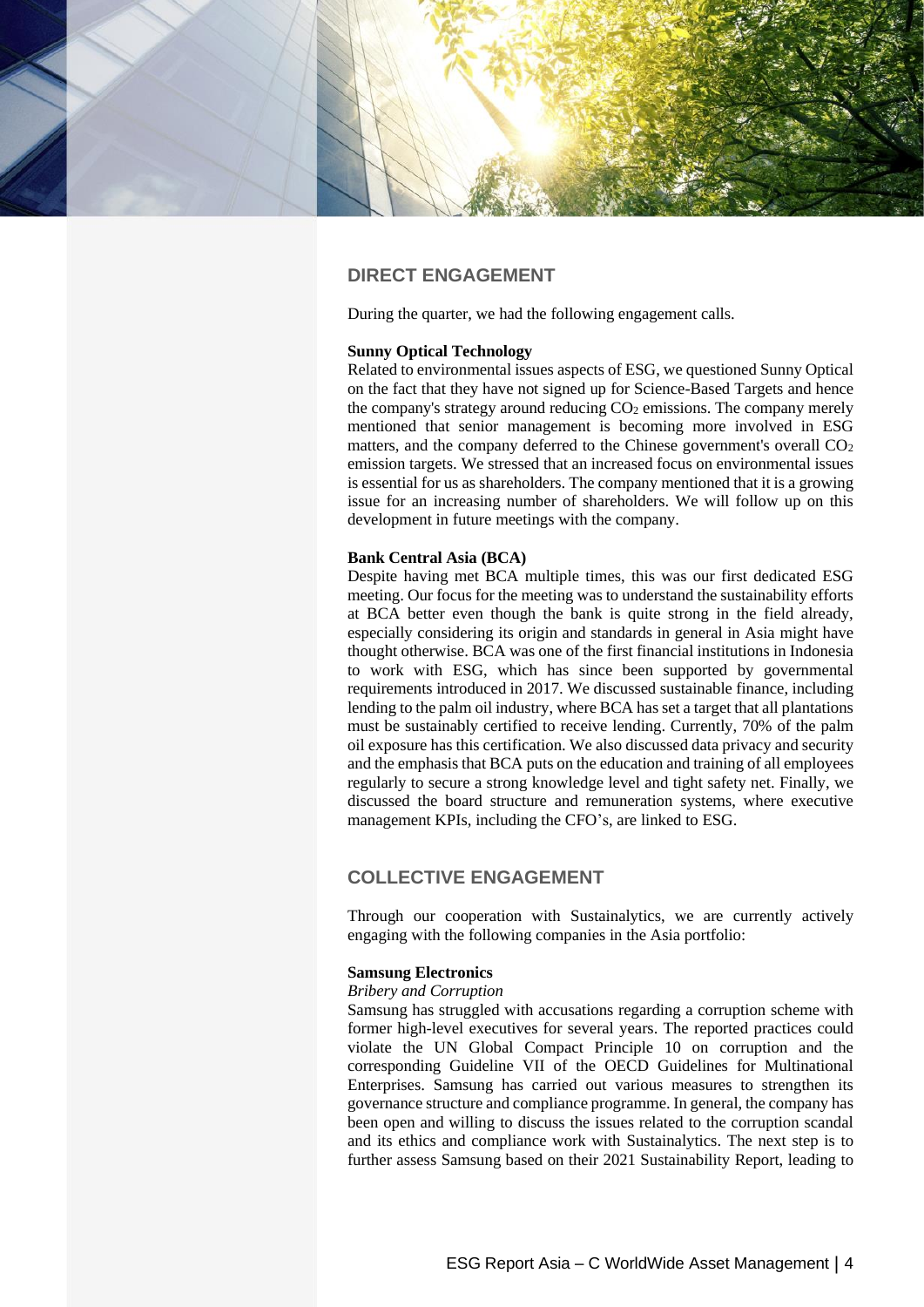## DIRECT ENGAGEMENT

During the quarter, we had the following engagement calls.

**Sunny Optical Technology**

Related to environmental issues aspects of ESG, we questioned Sunny Optical on the fact that they have not signed up for Science-Based Targets and hence the company's strategy around reducing $CO_2$ emissions. The company merely mentioned that senior management is becoming more involved in ESG matters, and the company deferred to the Chinese government's overall $CO_2$ emission targets. We stressed that an increased focus on environmental issues is essential for us as shareholders. The company mentioned that it is a growing issue for an increasing number of shareholders. We will follow up on this development in future meetings with the company.

**Bank Central Asia (BCA)**

Despite having met BCA multiple times, this was our first dedicated ESG meeting. Our focus for the meeting was to understand the sustainability efforts at BCA better even though the bank is quite strong in the field already, especially considering its origin and standards in general in Asia might have thought otherwise. BCA was one of the first financial institutions in Indonesia to work with ESG, which has since been supported by governmental requirements introduced in 2017. We discussed sustainable finance, including lending to the palm oil industry, where BCA has set a target that all plantations must be sustainably certified to receive lending. Currently, 70% of the palm oil exposure has this certification. We also discussed data privacy and security and the emphasis that BCA puts on the education and training of all employees regularly to secure a strong knowledge level and tight safety net. Finally, we discussed the board structure and remuneration systems, where executive management KPIs, including the CFO's, are linked to ESG.

## COLLECTIVE ENGAGEMENT

Through our cooperation with Sustainalytics, we are currently actively engaging with the following companies in the Asia portfolio:

**Samsung Electronics**

*Bribery and Corruption*

Samsung has struggled with accusations regarding a corruption scheme with former high-level executives for several years. The reported practices could violate the UN Global Compact Principle 10 on corruption and the corresponding Guideline VII of the OECD Guidelines for Multinational Enterprises. Samsung has carried out various measures to strengthen its governance structure and compliance programme. In general, the company has been open and willing to discuss the issues related to the corruption scandal and its ethics and compliance work with Sustainalytics. The next step is to further assess Samsung based on their 2021 Sustainability Report, leading to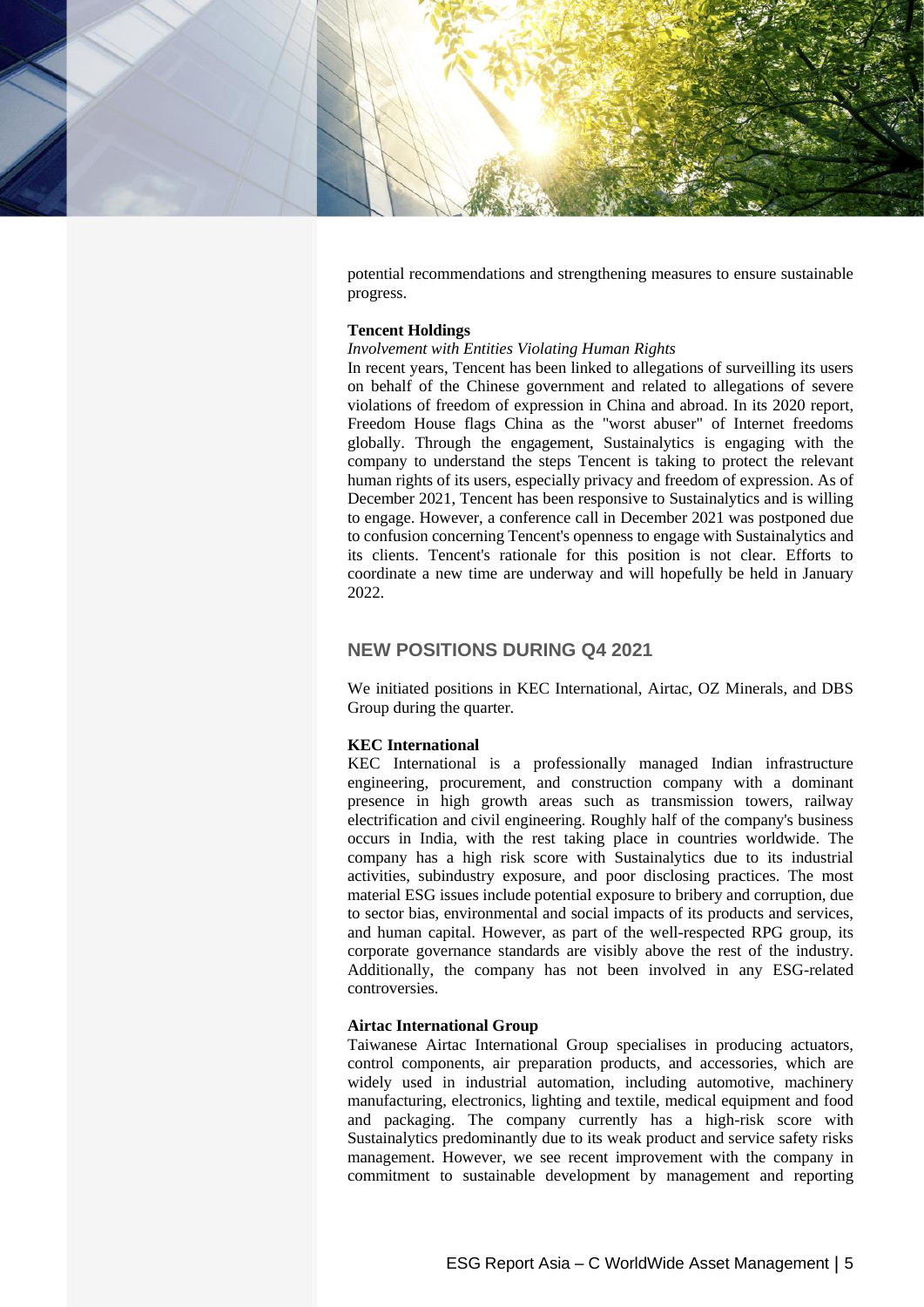potential recommendations and strengthening measures to ensure sustainable progress.

**Tencent Holdings**

*Involvement with Entities Violating Human Rights*

In recent years, Tencent has been linked to allegations of surveilling its users on behalf of the Chinese government and related to allegations of severe violations of freedom of expression in China and abroad. In its 2020 report, Freedom House flags China as the "worst abuser" of Internet freedoms globally. Through the engagement, Sustainalytics is engaging with the company to understand the steps Tencent is taking to protect the relevant human rights of its users, especially privacy and freedom of expression. As of December 2021, Tencent has been responsive to Sustainalytics and is willing to engage. However, a conference call in December 2021 was postponed due to confusion concerning Tencent's openness to engage with Sustainalytics and its clients. Tencent's rationale for this position is not clear. Efforts to coordinate a new time are underway and will hopefully be held in January 2022.

## NEW POSITIONS DURING Q4 2021

We initiated positions in KEC International, Airtac, OZ Minerals, and DBS Group during the quarter.

**KEC International**

KEC International is a professionally managed Indian infrastructure engineering, procurement, and construction company with a dominant presence in high growth areas such as transmission towers, railway electrification and civil engineering. Roughly half of the company's business occurs in India, with the rest taking place in countries worldwide. The company has a high risk score with Sustainalytics due to its industrial activities, subindustry exposure, and poor disclosing practices. The most material ESG issues include potential exposure to bribery and corruption, due to sector bias, environmental and social impacts of its products and services, and human capital. However, as part of the well-respected RPG group, its corporate governance standards are visibly above the rest of the industry. Additionally, the company has not been involved in any ESG-related controversies.

**Airtac International Group**

Taiwanese Airtac International Group specialises in producing actuators, control components, air preparation products, and accessories, which are widely used in industrial automation, including automotive, machinery manufacturing, electronics, lighting and textile, medical equipment and food and packaging. The company currently has a high-risk score with Sustainalytics predominantly due to its weak product and service safety risks management. However, we see recent improvement with the company in commitment to sustainable development by management and reporting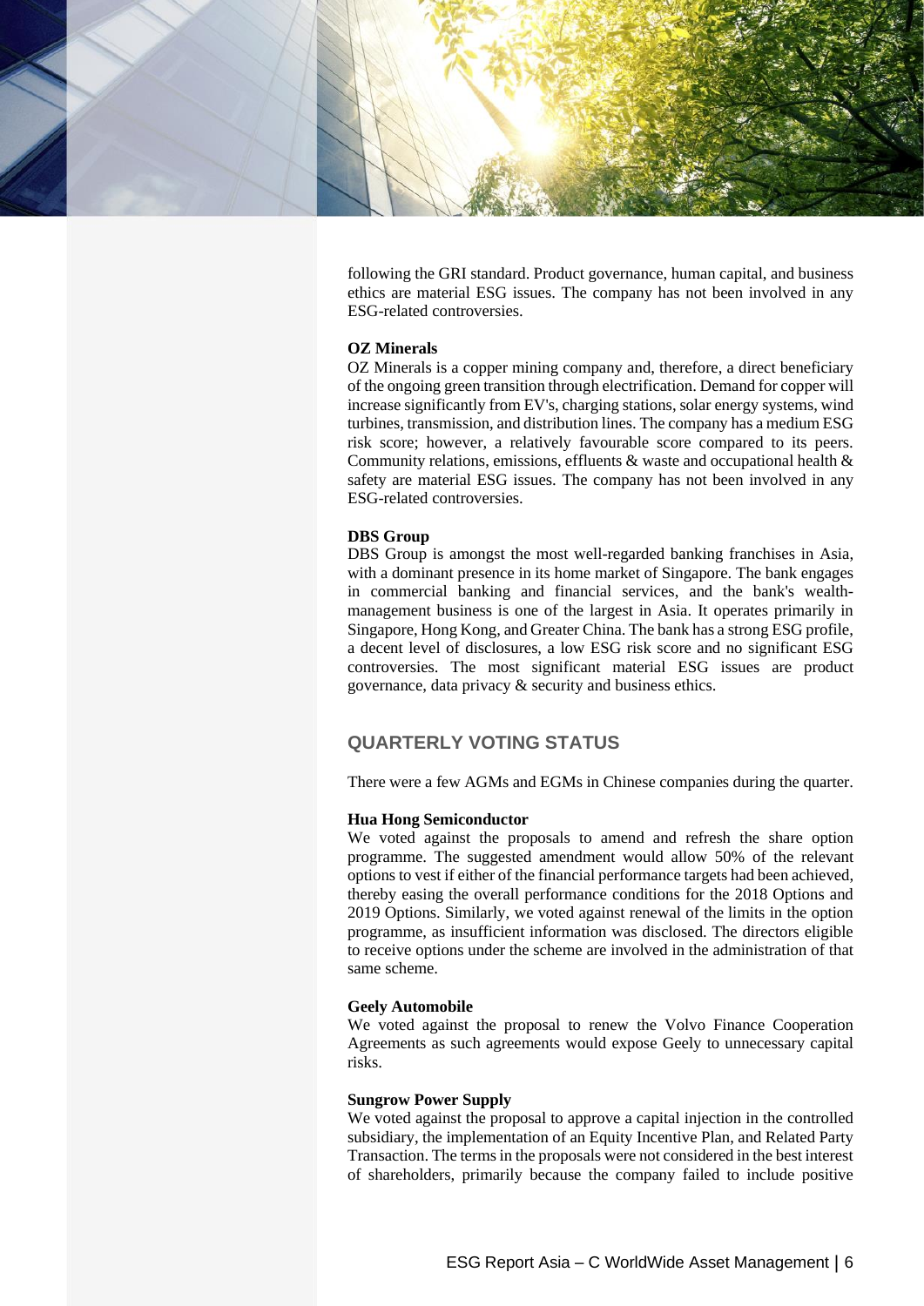following the GRI standard. Product governance, human capital, and business ethics are material ESG issues. The company has not been involved in any ESG-related controversies.

**OZ Minerals**
OZ Minerals is a copper mining company and, therefore, a direct beneficiary of the ongoing green transition through electrification. Demand for copper will increase significantly from EV's, charging stations, solar energy systems, wind turbines, transmission, and distribution lines. The company has a medium ESG risk score; however, a relatively favourable score compared to its peers. Community relations, emissions, effluents & waste and occupational health & safety are material ESG issues. The company has not been involved in any ESG-related controversies.

**DBS Group**
DBS Group is amongst the most well-regarded banking franchises in Asia, with a dominant presence in its home market of Singapore. The bank engages in commercial banking and financial services, and the bank's wealth-management business is one of the largest in Asia. It operates primarily in Singapore, Hong Kong, and Greater China. The bank has a strong ESG profile, a decent level of disclosures, a low ESG risk score and no significant ESG controversies. The most significant material ESG issues are product governance, data privacy & security and business ethics.

## QUARTERLY VOTING STATUS

There were a few AGMs and EGMs in Chinese companies during the quarter.

**Hua Hong Semiconductor**
We voted against the proposals to amend and refresh the share option programme. The suggested amendment would allow 50% of the relevant options to vest if either of the financial performance targets had been achieved, thereby easing the overall performance conditions for the 2018 Options and 2019 Options. Similarly, we voted against renewal of the limits in the option programme, as insufficient information was disclosed. The directors eligible to receive options under the scheme are involved in the administration of that same scheme.

**Geely Automobile**
We voted against the proposal to renew the Volvo Finance Cooperation Agreements as such agreements would expose Geely to unnecessary capital risks.

**Sungrow Power Supply**
We voted against the proposal to approve a capital injection in the controlled subsidiary, the implementation of an Equity Incentive Plan, and Related Party Transaction. The terms in the proposals were not considered in the best interest of shareholders, primarily because the company failed to include positive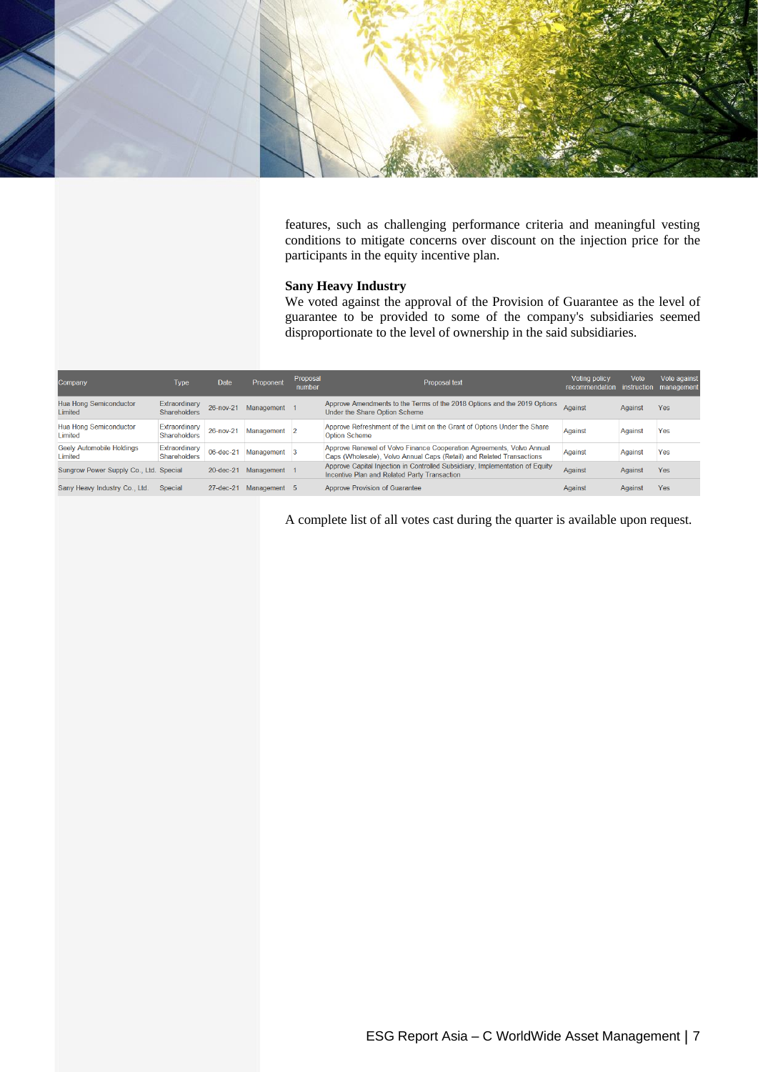features, such as challenging performance criteria and meaningful vesting conditions to mitigate concerns over discount on the injection price for the participants in the equity incentive plan.

**Sany Heavy Industry**

We voted against the approval of the Provision of Guarantee as the level of guarantee to be provided to some of the company's subsidiaries seemed disproportionate to the level of ownership in the said subsidiaries.

| Company | Type | Date | Proponent | Proposal number | Proposal text | Voting policy recommendation | Vote instruction | Vote against management |
|---|---|---|---|---|---|---|---|---|
| Hua Hong Semiconductor Limited | Extraordinary Shareholders | 26-nov-21 | Management | 1 | Approve Amendments to the Terms of the 2018 Options and the 2019 Options Under the Share Option Scheme | Against | Against | Yes |
| Hua Hong Semiconductor Limited | Extraordinary Shareholders | 26-nov-21 | Management | 2 | Approve Refreshment of the Limit on the Grant of Options Under the Share Option Scheme | Against | Against | Yes |
| Geely Automobile Holdings Limited | Extraordinary Shareholders | 06-dec-21 | Management | 3 | Approve Renewal of Volvo Finance Cooperation Agreements, Volvo Annual Caps (Wholesale), Volvo Annual Caps (Retail) and Related Transactions | Against | Against | Yes |
| Sungrow Power Supply Co., Ltd. | Special | 20-dec-21 | Management | 1 | Approve Capital Injection in Controlled Subsidiary, Implementation of Equity Incentive Plan and Related Party Transaction | Against | Against | Yes |
| Sany Heavy Industry Co., Ltd. | Special | 27-dec-21 | Management | 5 | Approve Provision of Guarantee | Against | Against | Yes |

A complete list of all votes cast during the quarter is available upon request.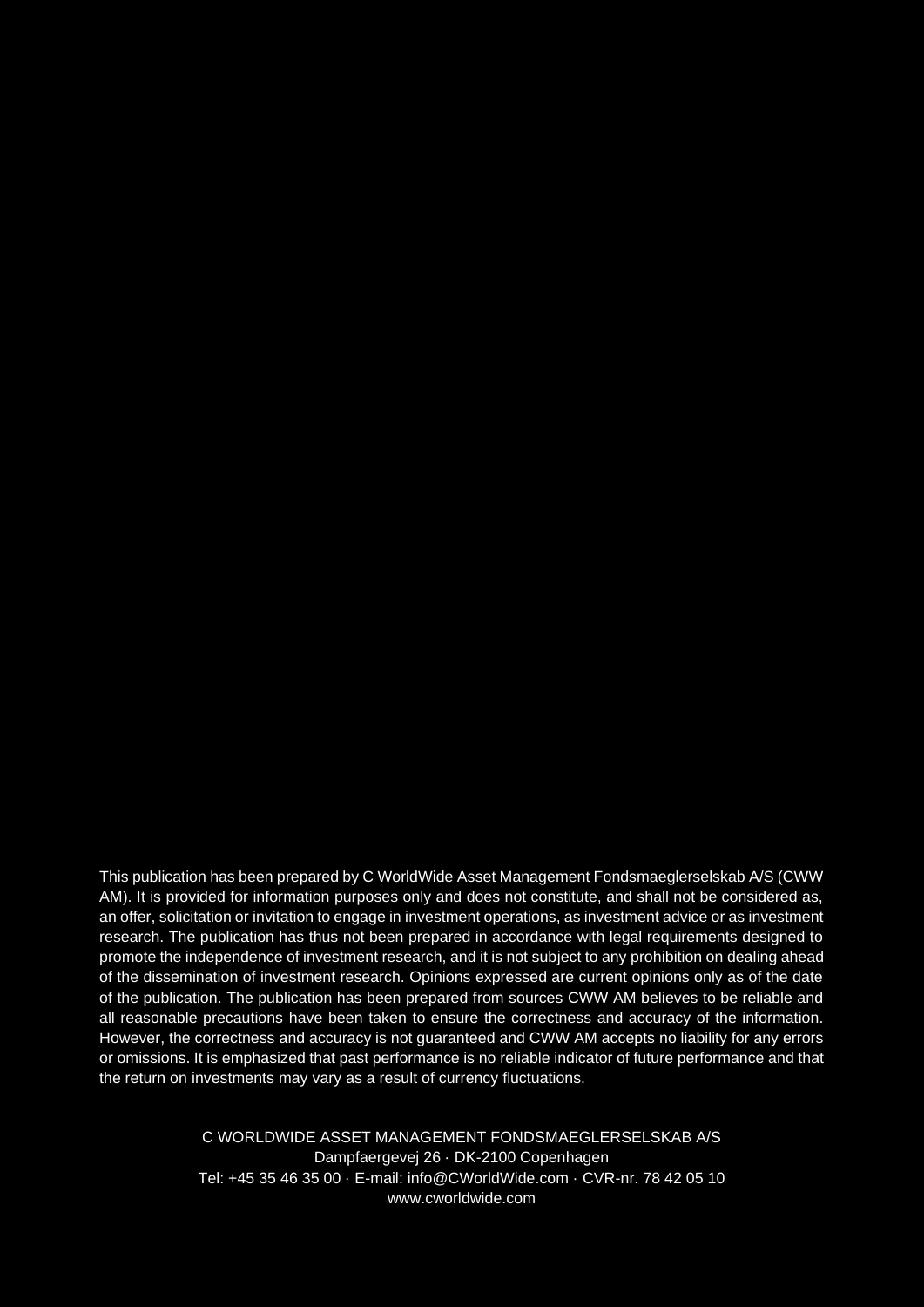This publication has been prepared by C WorldWide Asset Management Fondsmaeglerselskab A/S (CWW AM). It is provided for information purposes only and does not constitute, and shall not be considered as, an offer, solicitation or invitation to engage in investment operations, as investment advice or as investment research. The publication has thus not been prepared in accordance with legal requirements designed to promote the independence of investment research, and it is not subject to any prohibition on dealing ahead of the dissemination of investment research. Opinions expressed are current opinions only as of the date of the publication. The publication has been prepared from sources CWW AM believes to be reliable and all reasonable precautions have been taken to ensure the correctness and accuracy of the information. However, the correctness and accuracy is not guaranteed and CWW AM accepts no liability for any errors or omissions. It is emphasized that past performance is no reliable indicator of future performance and that the return on investments may vary as a result of currency fluctuations.

C WORLDWIDE ASSET MANAGEMENT FONDSMAEGLERSELSKAB A/S
Dampfaergevej 26 · DK-2100 Copenhagen
Tel: +45 35 46 35 00 · E-mail: info@CWorldWide.com · CVR-nr. 78 42 05 10
www.cworldwide.com